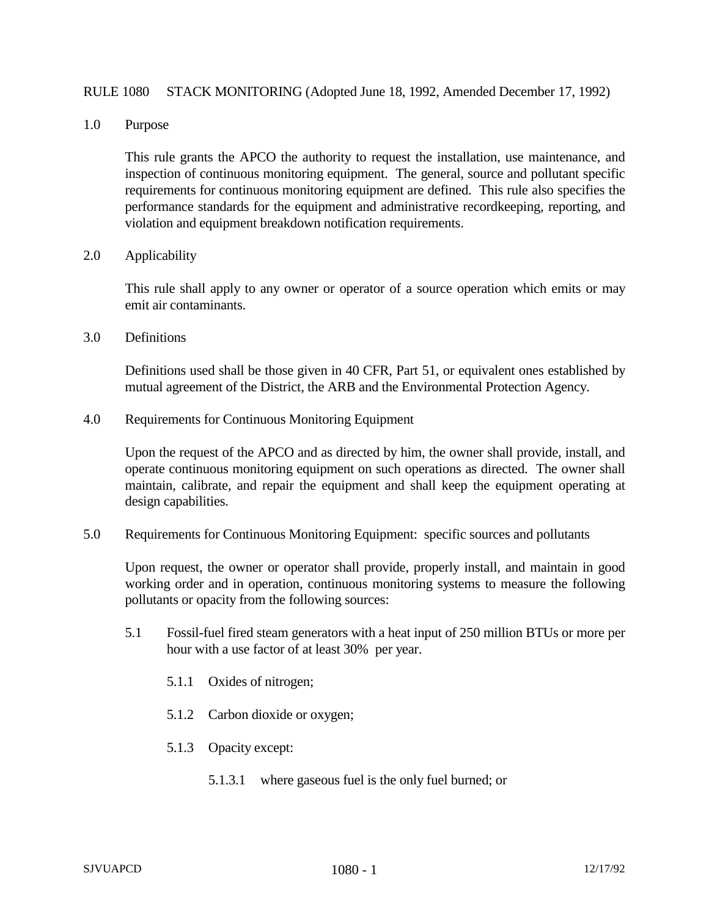# RULE 1080 STACK MONITORING (Adopted June 18, 1992, Amended December 17, 1992)

## 1.0 Purpose

This rule grants the APCO the authority to request the installation, use maintenance, and inspection of continuous monitoring equipment. The general, source and pollutant specific requirements for continuous monitoring equipment are defined. This rule also specifies the performance standards for the equipment and administrative recordkeeping, reporting, and violation and equipment breakdown notification requirements.

## 2.0 Applicability

This rule shall apply to any owner or operator of a source operation which emits or may emit air contaminants.

## 3.0 Definitions

Definitions used shall be those given in 40 CFR, Part 51, or equivalent ones established by mutual agreement of the District, the ARB and the Environmental Protection Agency.

## 4.0 Requirements for Continuous Monitoring Equipment

Upon the request of the APCO and as directed by him, the owner shall provide, install, and operate continuous monitoring equipment on such operations as directed. The owner shall maintain, calibrate, and repair the equipment and shall keep the equipment operating at design capabilities.

## 5.0 Requirements for Continuous Monitoring Equipment: specific sources and pollutants

Upon request, the owner or operator shall provide, properly install, and maintain in good working order and in operation, continuous monitoring systems to measure the following pollutants or opacity from the following sources:

5.1 Fossil-fuel fired steam generators with a heat input of 250 million BTUs or more per hour with a use factor of at least 30% per year.

5.1.1 Oxides of nitrogen;

5.1.2 Carbon dioxide or oxygen;

5.1.3 Opacity except:

5.1.3.1 where gaseous fuel is the only fuel burned; or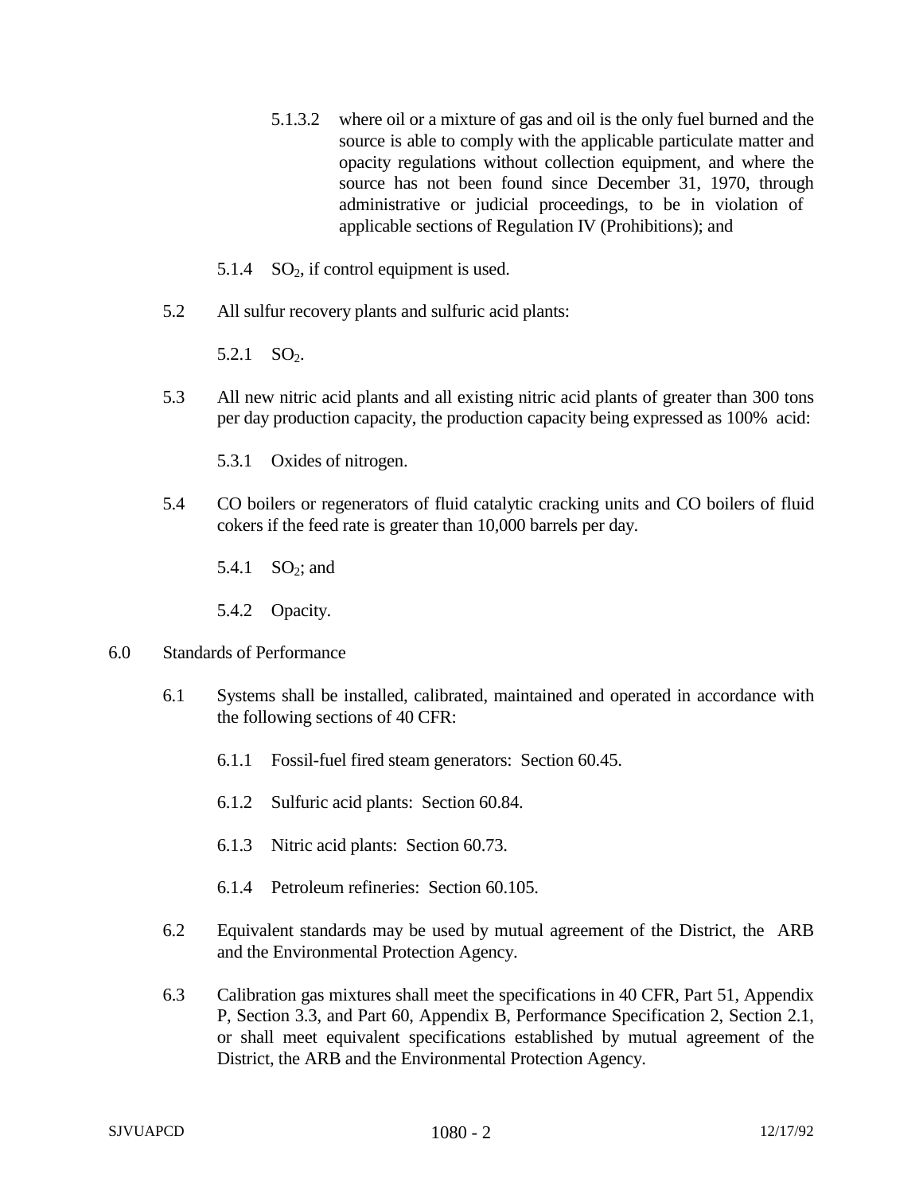5.1.3.2 where oil or a mixture of gas and oil is the only fuel burned and the source is able to comply with the applicable particulate matter and opacity regulations without collection equipment, and where the source has not been found since December 31, 1970, through administrative or judicial proceedings, to be in violation of applicable sections of Regulation IV (Prohibitions); and

5.1.4 $SO_2$, if control equipment is used.

5.2 All sulfur recovery plants and sulfuric acid plants:

5.2.1 $SO_2$.

5.3 All new nitric acid plants and all existing nitric acid plants of greater than 300 tons per day production capacity, the production capacity being expressed as 100% acid:

5.3.1 Oxides of nitrogen.

5.4 CO boilers or regenerators of fluid catalytic cracking units and CO boilers of fluid cokers if the feed rate is greater than 10,000 barrels per day.

5.4.1 $SO_2$; and

5.4.2 Opacity.

## 6.0 Standards of Performance

6.1 Systems shall be installed, calibrated, maintained and operated in accordance with the following sections of 40 CFR:

6.1.1 Fossil-fuel fired steam generators: Section 60.45.

6.1.2 Sulfuric acid plants: Section 60.84.

6.1.3 Nitric acid plants: Section 60.73.

6.1.4 Petroleum refineries: Section 60.105.

6.2 Equivalent standards may be used by mutual agreement of the District, the ARB and the Environmental Protection Agency.

6.3 Calibration gas mixtures shall meet the specifications in 40 CFR, Part 51, Appendix P, Section 3.3, and Part 60, Appendix B, Performance Specification 2, Section 2.1, or shall meet equivalent specifications established by mutual agreement of the District, the ARB and the Environmental Protection Agency.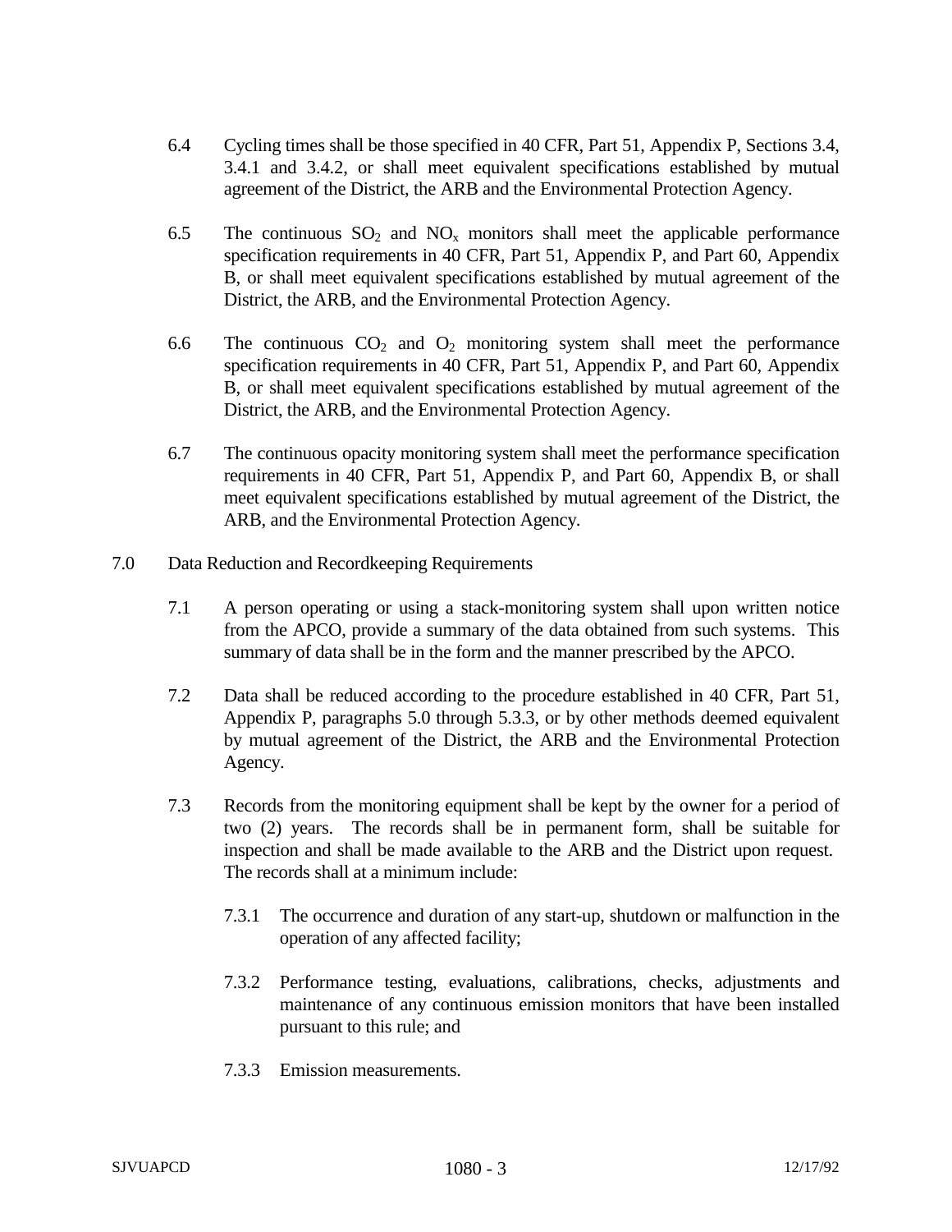6.4 Cycling times shall be those specified in 40 CFR, Part 51, Appendix P, Sections 3.4, 3.4.1 and 3.4.2, or shall meet equivalent specifications established by mutual agreement of the District, the ARB and the Environmental Protection Agency.

6.5 The continuous $SO_2$ and $NO_x$ monitors shall meet the applicable performance specification requirements in 40 CFR, Part 51, Appendix P, and Part 60, Appendix B, or shall meet equivalent specifications established by mutual agreement of the District, the ARB, and the Environmental Protection Agency.

6.6 The continuous $CO_2$ and $O_2$ monitoring system shall meet the performance specification requirements in 40 CFR, Part 51, Appendix P, and Part 60, Appendix B, or shall meet equivalent specifications established by mutual agreement of the District, the ARB, and the Environmental Protection Agency.

6.7 The continuous opacity monitoring system shall meet the performance specification requirements in 40 CFR, Part 51, Appendix P, and Part 60, Appendix B, or shall meet equivalent specifications established by mutual agreement of the District, the ARB, and the Environmental Protection Agency.

7.0 Data Reduction and Recordkeeping Requirements

7.1 A person operating or using a stack-monitoring system shall upon written notice from the APCO, provide a summary of the data obtained from such systems. This summary of data shall be in the form and the manner prescribed by the APCO.

7.2 Data shall be reduced according to the procedure established in 40 CFR, Part 51, Appendix P, paragraphs 5.0 through 5.3.3, or by other methods deemed equivalent by mutual agreement of the District, the ARB and the Environmental Protection Agency.

7.3 Records from the monitoring equipment shall be kept by the owner for a period of two (2) years. The records shall be in permanent form, shall be suitable for inspection and shall be made available to the ARB and the District upon request. The records shall at a minimum include:

7.3.1 The occurrence and duration of any start-up, shutdown or malfunction in the operation of any affected facility;

7.3.2 Performance testing, evaluations, calibrations, checks, adjustments and maintenance of any continuous emission monitors that have been installed pursuant to this rule; and

7.3.3 Emission measurements.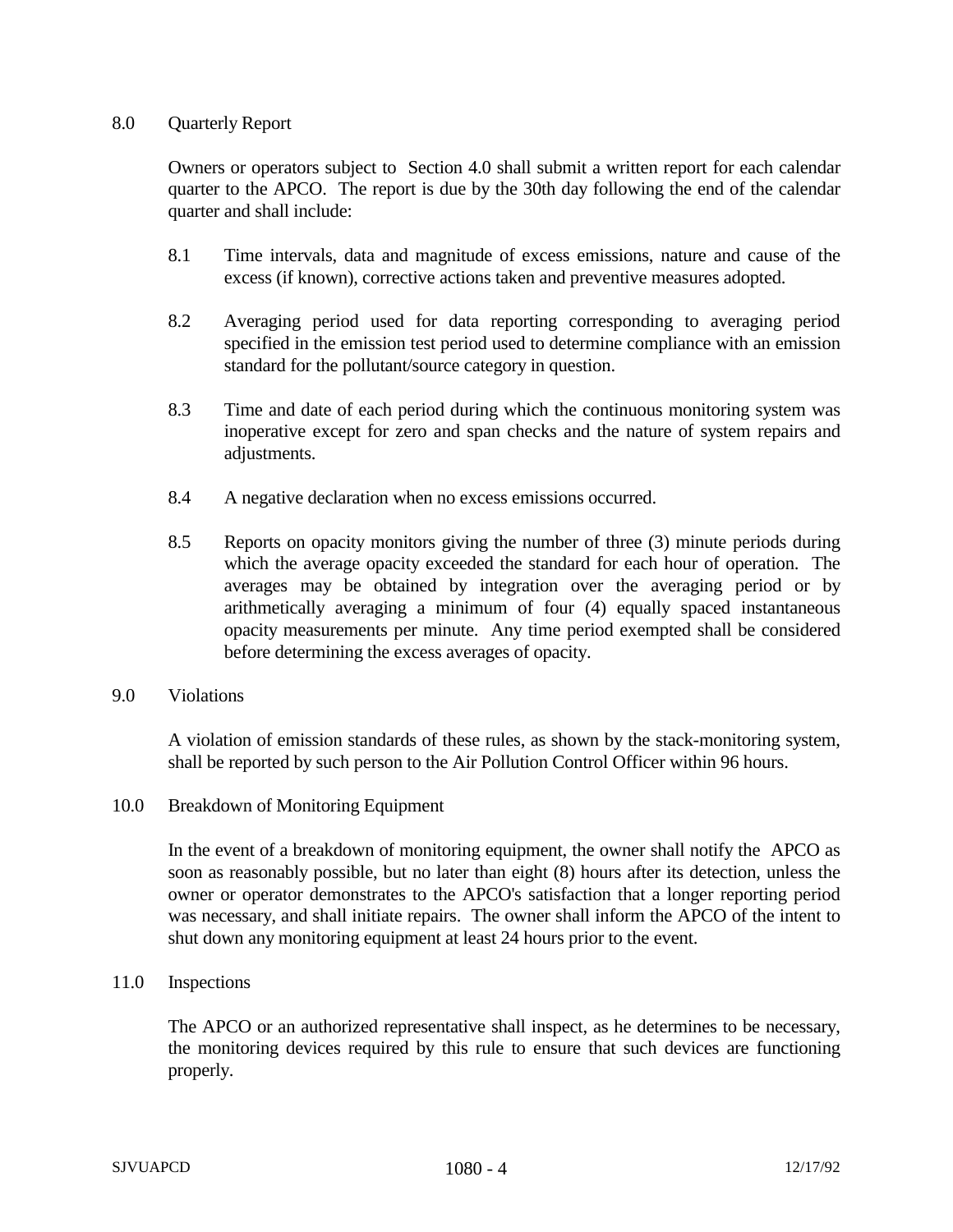## 8.0 Quarterly Report

Owners or operators subject to Section 4.0 shall submit a written report for each calendar quarter to the APCO. The report is due by the 30th day following the end of the calendar quarter and shall include:

8.1 Time intervals, data and magnitude of excess emissions, nature and cause of the excess (if known), corrective actions taken and preventive measures adopted.

8.2 Averaging period used for data reporting corresponding to averaging period specified in the emission test period used to determine compliance with an emission standard for the pollutant/source category in question.

8.3 Time and date of each period during which the continuous monitoring system was inoperative except for zero and span checks and the nature of system repairs and adjustments.

8.4 A negative declaration when no excess emissions occurred.

8.5 Reports on opacity monitors giving the number of three (3) minute periods during which the average opacity exceeded the standard for each hour of operation. The averages may be obtained by integration over the averaging period or by arithmetically averaging a minimum of four (4) equally spaced instantaneous opacity measurements per minute. Any time period exempted shall be considered before determining the excess averages of opacity.

## 9.0 Violations

A violation of emission standards of these rules, as shown by the stack-monitoring system, shall be reported by such person to the Air Pollution Control Officer within 96 hours.

## 10.0 Breakdown of Monitoring Equipment

In the event of a breakdown of monitoring equipment, the owner shall notify the APCO as soon as reasonably possible, but no later than eight (8) hours after its detection, unless the owner or operator demonstrates to the APCO's satisfaction that a longer reporting period was necessary, and shall initiate repairs. The owner shall inform the APCO of the intent to shut down any monitoring equipment at least 24 hours prior to the event.

## 11.0 Inspections

The APCO or an authorized representative shall inspect, as he determines to be necessary, the monitoring devices required by this rule to ensure that such devices are functioning properly.